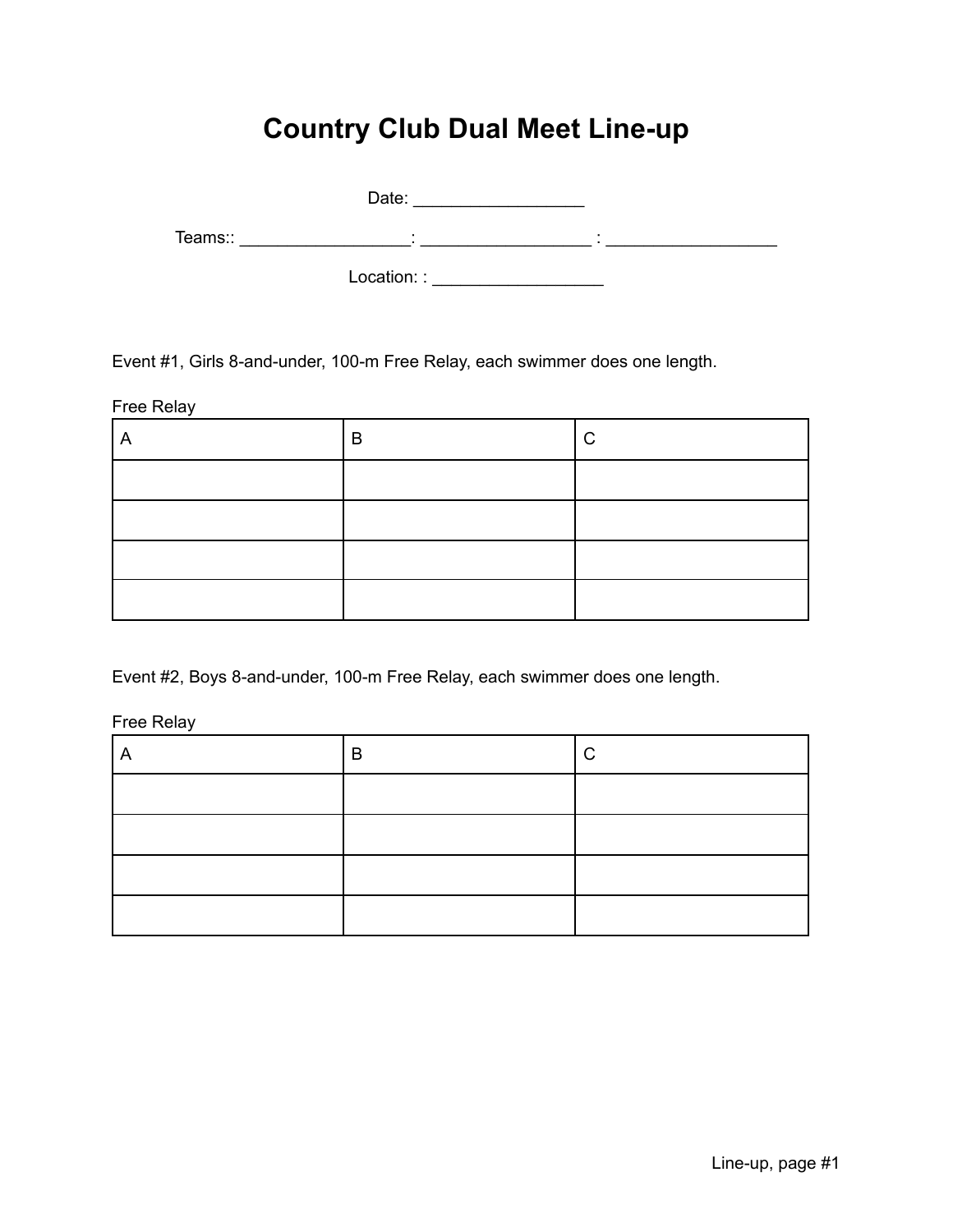# Country Club Dual Meet Line-up

Date: __________________

Teams:: __________________: __________________ : __________________

Location: : __________________

Event #1, Girls 8-and-under, 100-m Free Relay, each swimmer does one length.

Free Relay

| A | B | C |
|---|---|---|
| | | |
| | | |
| | | |
| | | |

Event #2, Boys 8-and-under, 100-m Free Relay, each swimmer does one length.

Free Relay

| A | B | C |
|---|---|---|
| | | |
| | | |
| | | |
| | | |

Line-up, page #1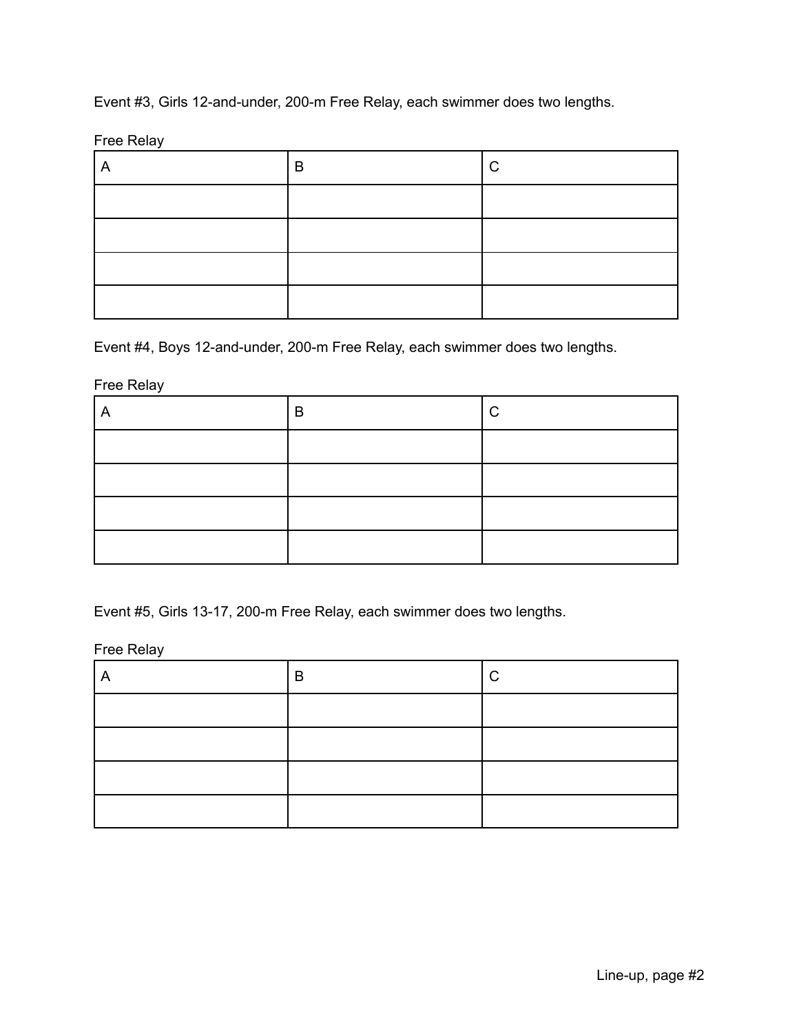Event #3, Girls 12-and-under, 200-m Free Relay, each swimmer does two lengths.

Free Relay

| A | B | C |
|---|---|---|
| | | |
| | | |
| | | |
| | | |

Event #4, Boys 12-and-under, 200-m Free Relay, each swimmer does two lengths.

Free Relay

| A | B | C |
|---|---|---|
| | | |
| | | |
| | | |
| | | |

Event #5, Girls 13-17, 200-m Free Relay, each swimmer does two lengths.

Free Relay

| A | B | C |
|---|---|---|
| | | |
| | | |
| | | |
| | | |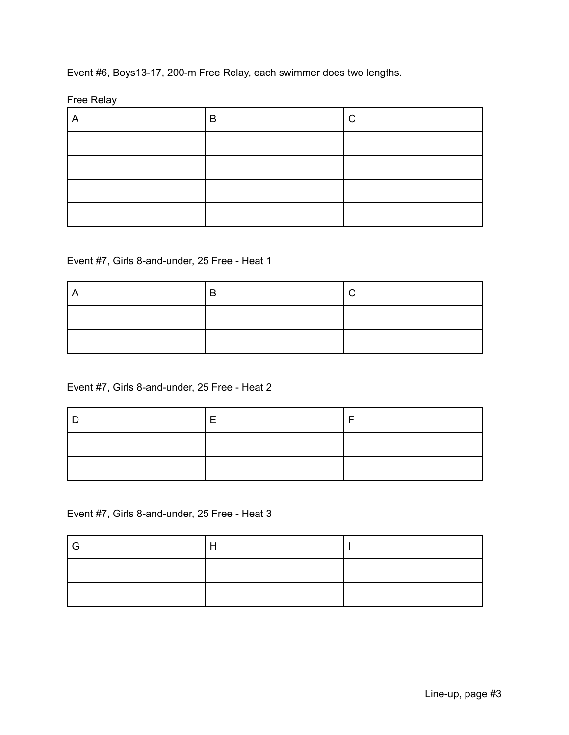Event #6, Boys13-17, 200-m Free Relay, each swimmer does two lengths.

Free Relay

| A | B | C |
| --- | --- | --- |
| | | |
| | | |
| | | |
| | | |

Event #7, Girls 8-and-under, 25 Free - Heat 1

| A | B | C |
| --- | --- | --- |
| | | |
| | | |

Event #7, Girls 8-and-under, 25 Free - Heat 2

| D | E | F |
| --- | --- | --- |
| | | |
| | | |

Event #7, Girls 8-and-under, 25 Free - Heat 3

| G | H | I |
| --- | --- | --- |
| | | |
| | | |

Line-up, page #3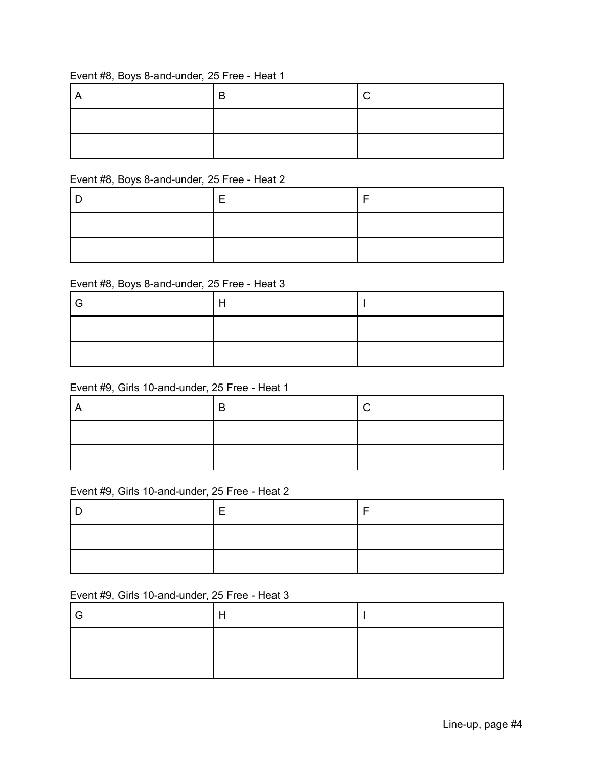Event #8, Boys 8-and-under, 25 Free - Heat 1

| A | B | C |
|---|---|---|
| | | |
| | | |

Event #8, Boys 8-and-under, 25 Free - Heat 2

| D | E | F |
|---|---|---|
| | | |
| | | |

Event #8, Boys 8-and-under, 25 Free - Heat 3

| G | H | I |
|---|---|---|
| | | |
| | | |

Event #9, Girls 10-and-under, 25 Free - Heat 1

| A | B | C |
|---|---|---|
| | | |
| | | |

Event #9, Girls 10-and-under, 25 Free - Heat 2

| D | E | F |
|---|---|---|
| | | |
| | | |

Event #9, Girls 10-and-under, 25 Free - Heat 3

| G | H | I |
|---|---|---|
| | | |
| | | |

Line-up, page #4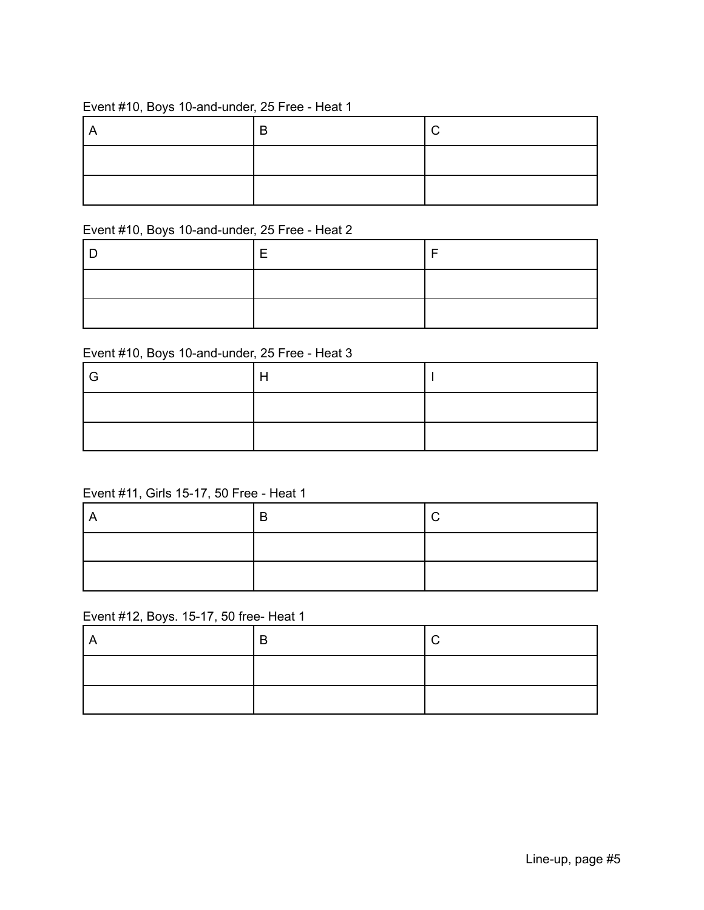Event #10, Boys 10-and-under, 25 Free - Heat 1

| | | |
|---|---|---|
| A | B | C |
| | | |
| | | |

Event #10, Boys 10-and-under, 25 Free - Heat 2

| | | |
|---|---|---|
| D | E | F |
| | | |
| | | |

Event #10, Boys 10-and-under, 25 Free - Heat 3

| | | |
|---|---|---|
| G | H | I |
| | | |
| | | |

Event #11, Girls 15-17, 50 Free - Heat 1

| | | |
|---|---|---|
| A | B | C |
| | | |
| | | |

Event #12, Boys. 15-17, 50 free- Heat 1

| | | |
|---|---|---|
| A | B | C |
| | | |
| | | |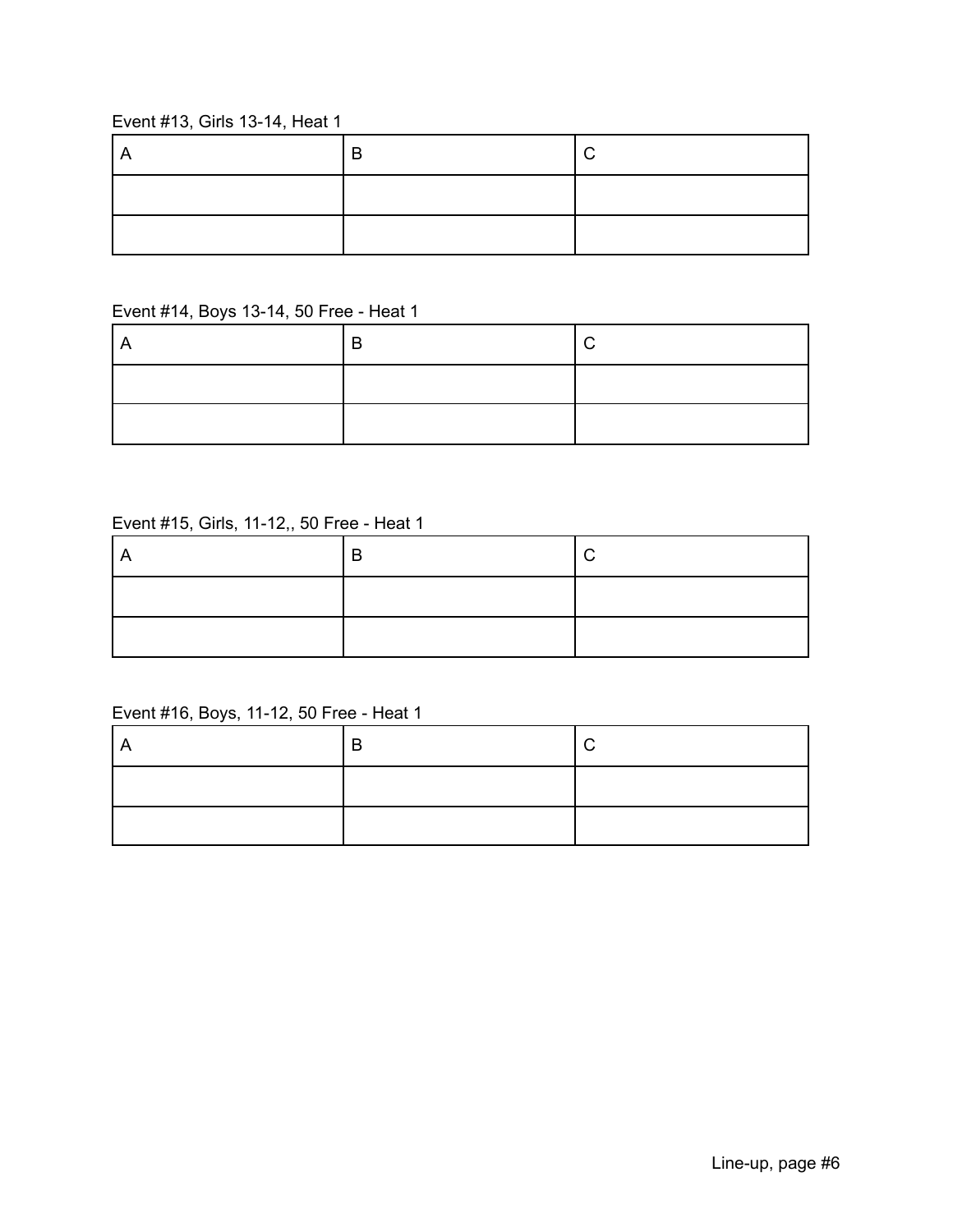Event #13, Girls 13-14, Heat 1

| A | B | C |
|---|---|---|
| | | |
| | | |

Event #14, Boys 13-14, 50 Free - Heat 1

| A | B | C |
|---|---|---|
| | | |
| | | |

Event #15, Girls, 11-12,, 50 Free - Heat 1

| A | B | C |
|---|---|---|
| | | |
| | | |

Event #16, Boys, 11-12, 50 Free - Heat 1

| A | B | C |
|---|---|---|
| | | |
| | | |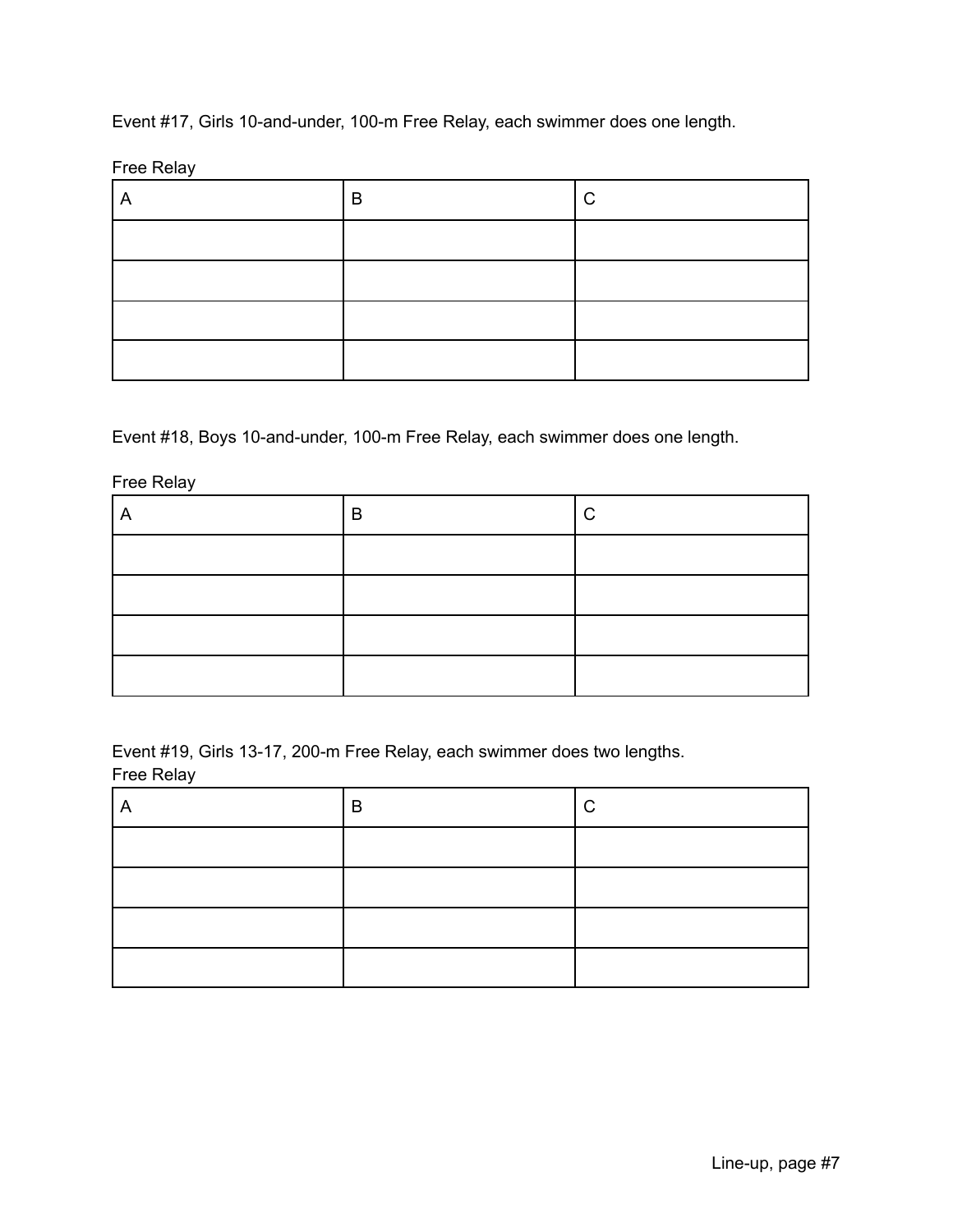Event #17, Girls 10-and-under, 100-m Free Relay, each swimmer does one length.

Free Relay

| A | B | C |
|---|---|---|
| | | |
| | | |
| | | |
| | | |

Event #18, Boys 10-and-under, 100-m Free Relay, each swimmer does one length.

Free Relay

| A | B | C |
|---|---|---|
| | | |
| | | |
| | | |
| | | |

Event #19, Girls 13-17, 200-m Free Relay, each swimmer does two lengths.

Free Relay

| A | B | C |
|---|---|---|
| | | |
| | | |
| | | |
| | | |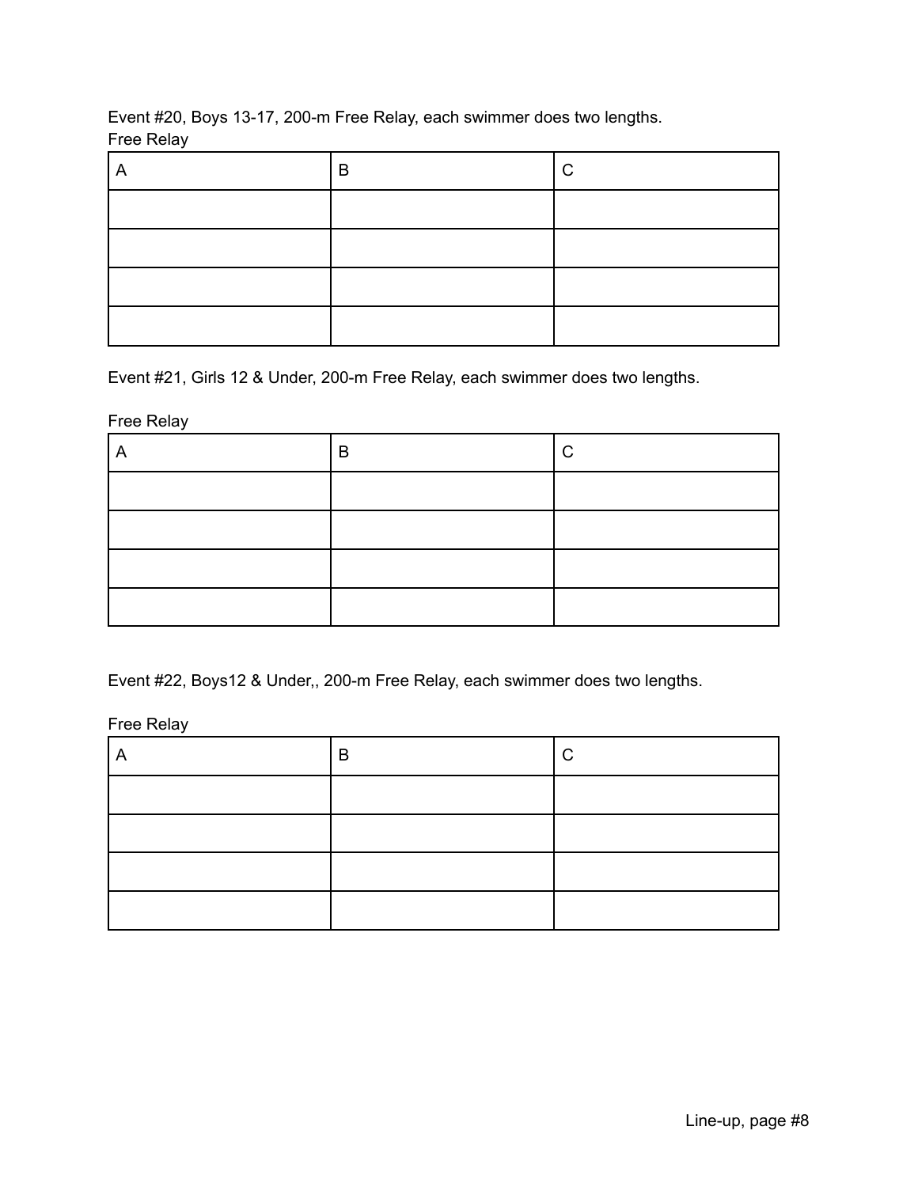Event #20, Boys 13-17, 200-m Free Relay, each swimmer does two lengths.

Free Relay

| A | B | C |
|---|---|---|
| | | |
| | | |
| | | |
| | | |

Event #21, Girls 12 & Under, 200-m Free Relay, each swimmer does two lengths.

Free Relay

| A | B | C |
|---|---|---|
| | | |
| | | |
| | | |
| | | |

Event #22, Boys12 & Under,, 200-m Free Relay, each swimmer does two lengths.

Free Relay

| A | B | C |
|---|---|---|
| | | |
| | | |
| | | |
| | | |